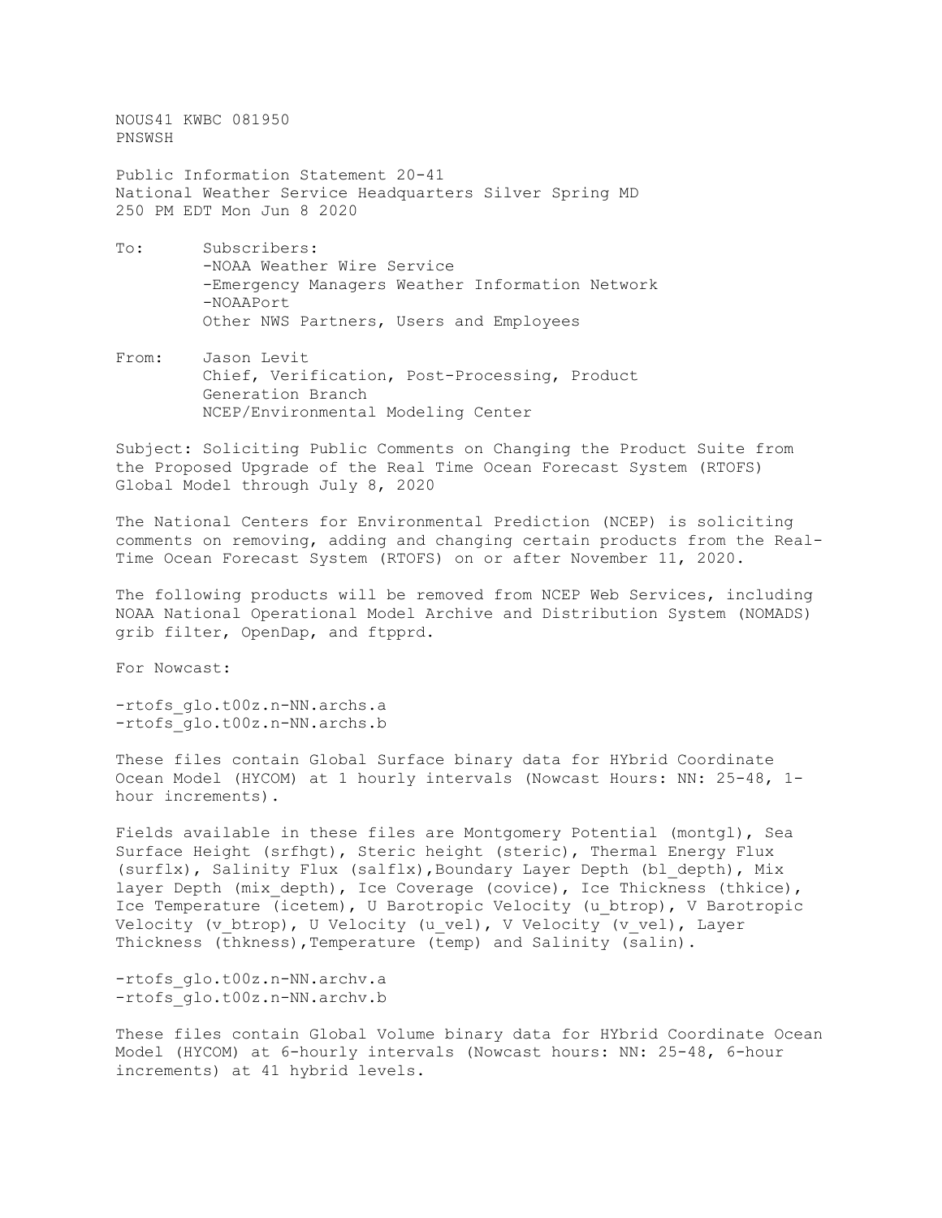NOUS41 KWBC 081950
PNSWSH

Public Information Statement 20-41
National Weather Service Headquarters Silver Spring MD
250 PM EDT Mon Jun 8 2020

To: Subscribers:
-NOAA Weather Wire Service
-Emergency Managers Weather Information Network
-NOAAPort
Other NWS Partners, Users and Employees

From: Jason Levit
Chief, Verification, Post-Processing, Product Generation Branch
NCEP/Environmental Modeling Center

Subject: Soliciting Public Comments on Changing the Product Suite from the Proposed Upgrade of the Real Time Ocean Forecast System (RTOFS) Global Model through July 8, 2020

The National Centers for Environmental Prediction (NCEP) is soliciting comments on removing, adding and changing certain products from the Real-Time Ocean Forecast System (RTOFS) on or after November 11, 2020.

The following products will be removed from NCEP Web Services, including NOAA National Operational Model Archive and Distribution System (NOMADS) grib filter, OpenDap, and ftpprd.

For Nowcast:

-rtofs_glo.t00z.n-NN.archs.a
-rtofs_glo.t00z.n-NN.archs.b

These files contain Global Surface binary data for HYbrid Coordinate Ocean Model (HYCOM) at 1 hourly intervals (Nowcast Hours: NN: 25-48, 1-hour increments).

Fields available in these files are Montgomery Potential (montgl), Sea Surface Height (srfhgt), Steric height (steric), Thermal Energy Flux (surflx), Salinity Flux (salflx),Boundary Layer Depth (bl_depth), Mix layer Depth (mix_depth), Ice Coverage (covice), Ice Thickness (thkice), Ice Temperature (icetem), U Barotropic Velocity (u_btrop), V Barotropic Velocity (v_btrop), U Velocity (u_vel), V Velocity (v_vel), Layer Thickness (thkness),Temperature (temp) and Salinity (salin).

-rtofs_glo.t00z.n-NN.archv.a
-rtofs_glo.t00z.n-NN.archv.b

These files contain Global Volume binary data for HYbrid Coordinate Ocean Model (HYCOM) at 6-hourly intervals (Nowcast hours: NN: 25-48, 6-hour increments) at 41 hybrid levels.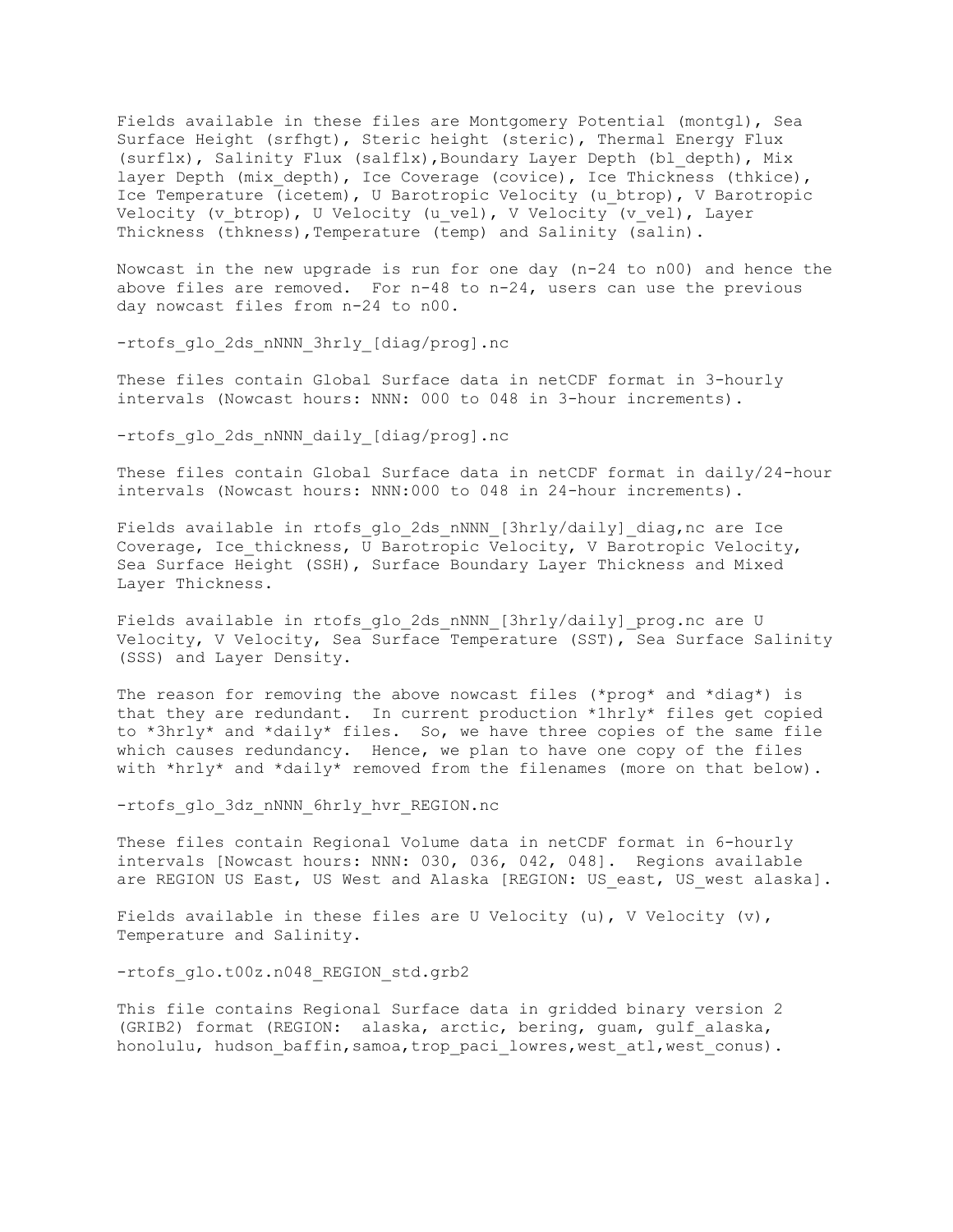Fields available in these files are Montgomery Potential (montgl), Sea Surface Height (srfhgt), Steric height (steric), Thermal Energy Flux (surflx), Salinity Flux (salflx),Boundary Layer Depth (bl_depth), Mix layer Depth (mix_depth), Ice Coverage (covice), Ice Thickness (thkice), Ice Temperature (icetem), U Barotropic Velocity (u_btrop), V Barotropic Velocity (v_btrop), U Velocity (u_vel), V Velocity (v_vel), Layer Thickness (thkness),Temperature (temp) and Salinity (salin).

Nowcast in the new upgrade is run for one day (n-24 to n00) and hence the above files are removed. For n-48 to n-24, users can use the previous day nowcast files from n-24 to n00.

-rtofs_glo_2ds_nNNN_3hrly_[diag/prog].nc

These files contain Global Surface data in netCDF format in 3-hourly intervals (Nowcast hours: NNN: 000 to 048 in 3-hour increments).

-rtofs_glo_2ds_nNNN_daily_[diag/prog].nc

These files contain Global Surface data in netCDF format in daily/24-hour intervals (Nowcast hours: NNN:000 to 048 in 24-hour increments).

Fields available in rtofs_glo_2ds_nNNN_[3hrly/daily]_diag,nc are Ice Coverage, Ice_thickness, U Barotropic Velocity, V Barotropic Velocity, Sea Surface Height (SSH), Surface Boundary Layer Thickness and Mixed Layer Thickness.

Fields available in rtofs_glo_2ds_nNNN_[3hrly/daily]_prog.nc are U Velocity, V Velocity, Sea Surface Temperature (SST), Sea Surface Salinity (SSS) and Layer Density.

The reason for removing the above nowcast files (*prog* and *diag*) is that they are redundant. In current production *1hrly* files get copied to *3hrly* and *daily* files. So, we have three copies of the same file which causes redundancy. Hence, we plan to have one copy of the files with *hrly* and *daily* removed from the filenames (more on that below).

-rtofs_glo_3dz_nNNN_6hrly_hvr_REGION.nc

These files contain Regional Volume data in netCDF format in 6-hourly intervals [Nowcast hours: NNN: 030, 036, 042, 048]. Regions available are REGION US East, US West and Alaska [REGION: US_east, US_west alaska].

Fields available in these files are U Velocity (u), V Velocity (v), Temperature and Salinity.

-rtofs_glo.t00z.n048_REGION_std.grb2

This file contains Regional Surface data in gridded binary version 2 (GRIB2) format (REGION: alaska, arctic, bering, guam, gulf_alaska, honolulu, hudson_baffin,samoa,trop_paci_lowres,west_atl,west_conus).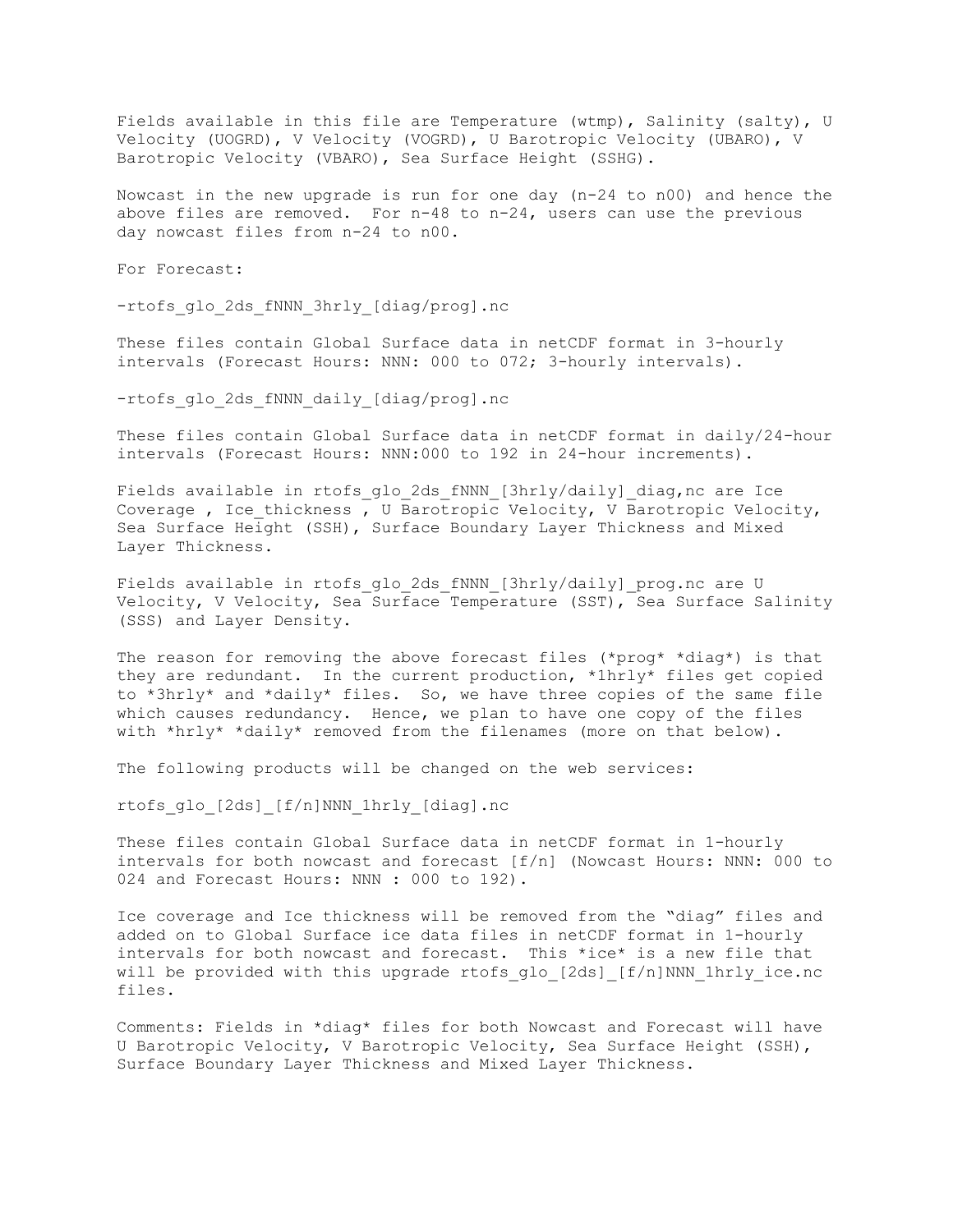Fields available in this file are Temperature (wtmp), Salinity (salty), U Velocity (UOGRD), V Velocity (VOGRD), U Barotropic Velocity (UBARO), V Barotropic Velocity (VBARO), Sea Surface Height (SSHG).

Nowcast in the new upgrade is run for one day (n-24 to n00) and hence the above files are removed. For n-48 to n-24, users can use the previous day nowcast files from n-24 to n00.

For Forecast:

-rtofs_glo_2ds_fNNN_3hrly_[diag/prog].nc

These files contain Global Surface data in netCDF format in 3-hourly intervals (Forecast Hours: NNN: 000 to 072; 3-hourly intervals).

-rtofs_glo_2ds_fNNN_daily_[diag/prog].nc

These files contain Global Surface data in netCDF format in daily/24-hour intervals (Forecast Hours: NNN:000 to 192 in 24-hour increments).

Fields available in rtofs_glo_2ds_fNNN_[3hrly/daily]_diag,nc are Ice Coverage , Ice_thickness , U Barotropic Velocity, V Barotropic Velocity, Sea Surface Height (SSH), Surface Boundary Layer Thickness and Mixed Layer Thickness.

Fields available in rtofs_glo_2ds_fNNN_[3hrly/daily]_prog.nc are U Velocity, V Velocity, Sea Surface Temperature (SST), Sea Surface Salinity (SSS) and Layer Density.

The reason for removing the above forecast files (*prog* *diag*) is that they are redundant. In the current production, *1hrly* files get copied to *3hrly* and *daily* files. So, we have three copies of the same file which causes redundancy. Hence, we plan to have one copy of the files with *hrly* *daily* removed from the filenames (more on that below).

The following products will be changed on the web services:

rtofs_glo_[2ds]_[f/n]NNN_1hrly_[diag].nc

These files contain Global Surface data in netCDF format in 1-hourly intervals for both nowcast and forecast [f/n] (Nowcast Hours: NNN: 000 to 024 and Forecast Hours: NNN : 000 to 192).

Ice coverage and Ice thickness will be removed from the "diag" files and added on to Global Surface ice data files in netCDF format in 1-hourly intervals for both nowcast and forecast. This *ice* is a new file that will be provided with this upgrade rtofs_glo_[2ds]_[f/n]NNN_1hrly_ice.nc files.

Comments: Fields in *diag* files for both Nowcast and Forecast will have U Barotropic Velocity, V Barotropic Velocity, Sea Surface Height (SSH), Surface Boundary Layer Thickness and Mixed Layer Thickness.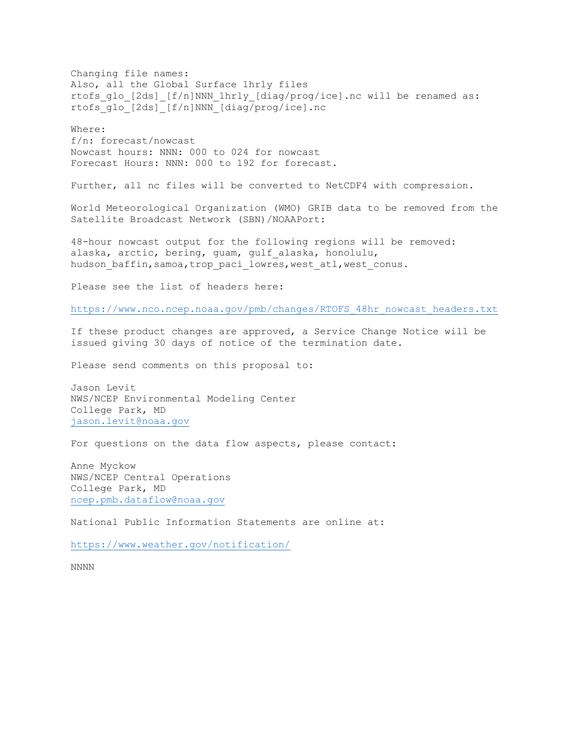Changing file names:
Also, all the Global Surface 1hrly files
rtofs_glo_[2ds]_[f/n]NNN_1hrly_[diag/prog/ice].nc will be renamed as:
rtofs_glo_[2ds]_[f/n]NNN_[diag/prog/ice].nc

Where:
f/n: forecast/nowcast
Nowcast hours: NNN: 000 to 024 for nowcast
Forecast Hours: NNN: 000 to 192 for forecast.

Further, all nc files will be converted to NetCDF4 with compression.

World Meteorological Organization (WMO) GRIB data to be removed from the Satellite Broadcast Network (SBN)/NOAAPort:

48-hour nowcast output for the following regions will be removed:
alaska, arctic, bering, guam, gulf_alaska, honolulu,
hudson_baffin,samoa,trop_paci_lowres,west_atl,west_conus.

Please see the list of headers here:

https://www.nco.ncep.noaa.gov/pmb/changes/RTOFS_48hr_nowcast_headers.txt

If these product changes are approved, a Service Change Notice will be issued giving 30 days of notice of the termination date.

Please send comments on this proposal to:

Jason Levit
NWS/NCEP Environmental Modeling Center
College Park, MD
jason.levit@noaa.gov

For questions on the data flow aspects, please contact:

Anne Myckow
NWS/NCEP Central Operations
College Park, MD
ncep.pmb.dataflow@noaa.gov

National Public Information Statements are online at:

https://www.weather.gov/notification/

NNNN